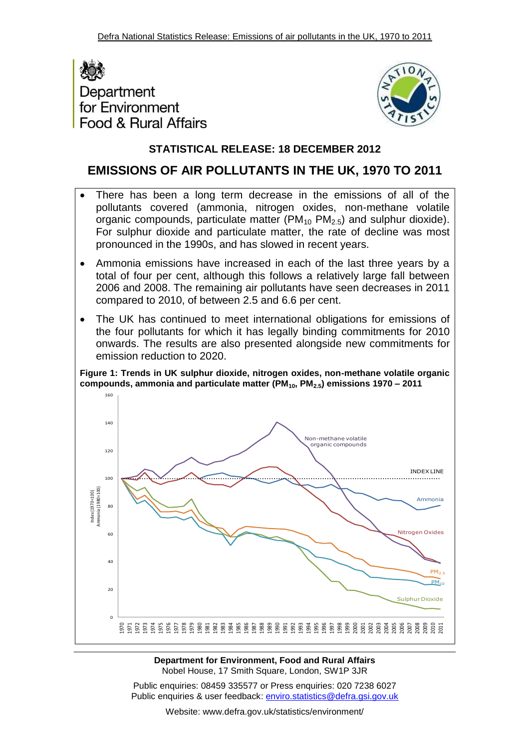Defra National Statistics Release: Emissions of air pollutants in the UK, 1970 to 2011

Department for Environment Food & Rural Affairs

## STATISTICAL RELEASE: 18 DECEMBER 2012

# EMISSIONS OF AIR POLLUTANTS IN THE UK, 1970 TO 2011

- There has been a long term decrease in the emissions of all of the pollutants covered (ammonia, nitrogen oxides, non-methane volatile organic compounds, particulate matter ($PM_{10}$ $PM_{2.5}$) and sulphur dioxide). For sulphur dioxide and particulate matter, the rate of decline was most pronounced in the 1990s, and has slowed in recent years.
- Ammonia emissions have increased in each of the last three years by a total of four per cent, although this follows a relatively large fall between 2006 and 2008. The remaining air pollutants have seen decreases in 2011 compared to 2010, of between 2.5 and 6.6 per cent.
- The UK has continued to meet international obligations for emissions of the four pollutants for which it has legally binding commitments for 2010 onwards. The results are also presented alongside new commitments for emission reduction to 2020.

**Figure 1: Trends in UK sulphur dioxide, nitrogen oxides, non-methane volatile organic compounds, ammonia and particulate matter ($PM_{10}$, $PM_{2.5}$) emissions 1970 – 2011**

Index (1970=100)
Ammonia (1980=100)

0
20
40
60
80
100
120
140
160

1970 1971 1972 1973 1974 1975 1976 1977 1978 1979 1980 1981 1982 1983 1984 1985 1986 1987 1988 1989 1990 1991 1992 1993 1994 1995 1996 1997 1998 1999 2000 2001 2002 2003 2004 2005 2006 2007 2008 2009 2010 2011

Non-methane volatile organic compounds
INDEX LINE
Ammonia
Nitrogen Oxides
$PM_{2.5}$
$PM_{10}$
Sulphur Dioxide

**Department for Environment, Food and Rural Affairs**
Nobel House, 17 Smith Square, London, SW1P 3JR

Public enquiries: 08459 335577 or Press enquiries: 020 7238 6027
Public enquiries & user feedback: enviro.statistics@defra.gsi.gov.uk

Website: www.defra.gov.uk/statistics/environment/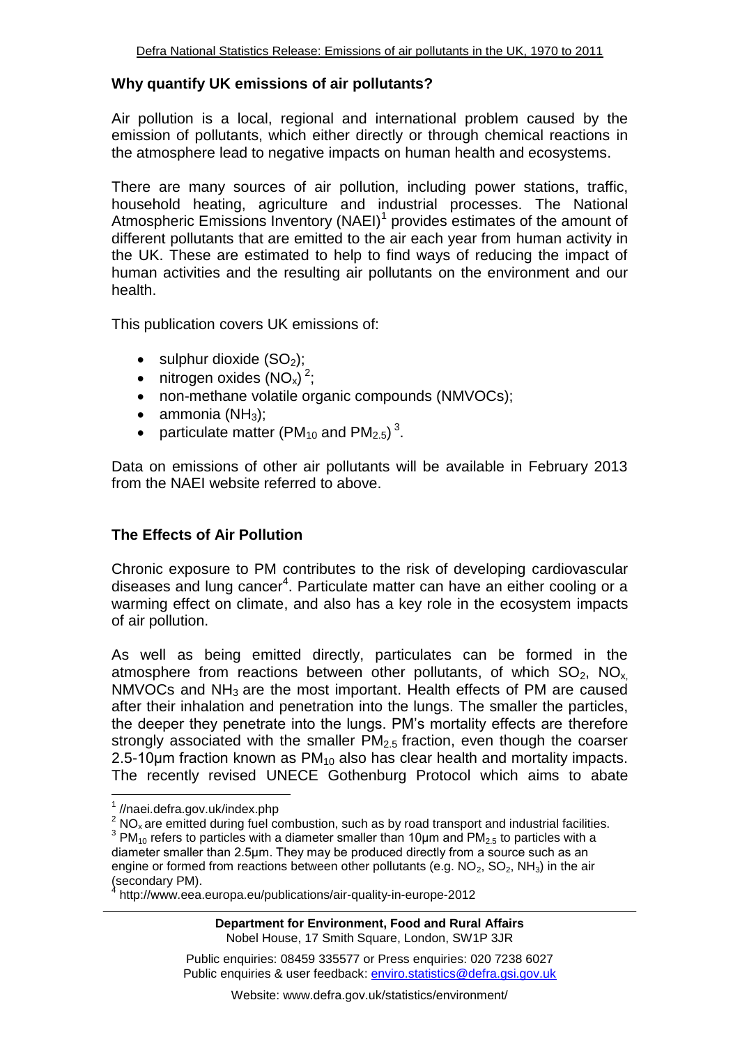## Why quantify UK emissions of air pollutants?

Air pollution is a local, regional and international problem caused by the emission of pollutants, which either directly or through chemical reactions in the atmosphere lead to negative impacts on human health and ecosystems.

There are many sources of air pollution, including power stations, traffic, household heating, agriculture and industrial processes. The National Atmospheric Emissions Inventory (NAEI)[1] provides estimates of the amount of different pollutants that are emitted to the air each year from human activity in the UK. These are estimated to help to find ways of reducing the impact of human activities and the resulting air pollutants on the environment and our health.

This publication covers UK emissions of:

- sulphur dioxide ($SO_2$);
- nitrogen oxides ($NO_x$) [2];
- non-methane volatile organic compounds (NMVOCs);
- ammonia ($NH_3$);
- particulate matter ($PM_{10}$ and $PM_{2.5}$) [3].

Data on emissions of other air pollutants will be available in February 2013 from the NAEI website referred to above.

## The Effects of Air Pollution

Chronic exposure to PM contributes to the risk of developing cardiovascular diseases and lung cancer[4]. Particulate matter can have an either cooling or a warming effect on climate, and also has a key role in the ecosystem impacts of air pollution.

As well as being emitted directly, particulates can be formed in the atmosphere from reactions between other pollutants, of which $SO_2$, $NO_x$, NMVOCs and $NH_3$ are the most important. Health effects of PM are caused after their inhalation and penetration into the lungs. The smaller the particles, the deeper they penetrate into the lungs. PM's mortality effects are therefore strongly associated with the smaller $PM_{2.5}$ fraction, even though the coarser 2.5-10μm fraction known as $PM_{10}$ also has clear health and mortality impacts. The recently revised UNECE Gothenburg Protocol which aims to abate

---

[1] //naei.defra.gov.uk/index.php

[2] $NO_x$ are emitted during fuel combustion, such as by road transport and industrial facilities.

[3] $PM_{10}$ refers to particles with a diameter smaller than 10μm and $PM_{2.5}$ to particles with a diameter smaller than 2.5μm. They may be produced directly from a source such as an engine or formed from reactions between other pollutants (e.g. $NO_2$, $SO_2$, $NH_3$) in the air (secondary PM).

[4] http://www.eea.europa.eu/publications/air-quality-in-europe-2012

**Department for Environment, Food and Rural Affairs**
Nobel House, 17 Smith Square, London, SW1P 3JR

Public enquiries: 08459 335577 or Press enquiries: 020 7238 6027
Public enquiries & user feedback: enviro.statistics@defra.gsi.gov.uk

Website: www.defra.gov.uk/statistics/environment/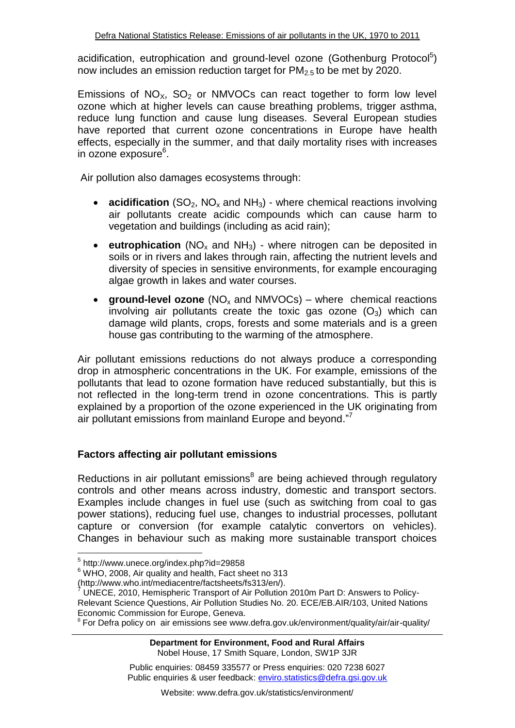acidification, eutrophication and ground-level ozone (Gothenburg Protocol[5]) now includes an emission reduction target for $PM_{2.5}$ to be met by 2020.

Emissions of $NO_X$, $SO_2$ or NMVOCs can react together to form low level ozone which at higher levels can cause breathing problems, trigger asthma, reduce lung function and cause lung diseases. Several European studies have reported that current ozone concentrations in Europe have health effects, especially in the summer, and that daily mortality rises with increases in ozone exposure[6].

Air pollution also damages ecosystems through:

- **acidification** ($SO_2$, $NO_x$ and $NH_3$) - where chemical reactions involving air pollutants create acidic compounds which can cause harm to vegetation and buildings (including as acid rain);
- **eutrophication** ($NO_x$ and $NH_3$) - where nitrogen can be deposited in soils or in rivers and lakes through rain, affecting the nutrient levels and diversity of species in sensitive environments, for example encouraging algae growth in lakes and water courses.
- **ground-level ozone** ($NO_x$ and NMVOCs) – where chemical reactions involving air pollutants create the toxic gas ozone ($O_3$) which can damage wild plants, crops, forests and some materials and is a green house gas contributing to the warming of the atmosphere.

Air pollutant emissions reductions do not always produce a corresponding drop in atmospheric concentrations in the UK. For example, emissions of the pollutants that lead to ozone formation have reduced substantially, but this is not reflected in the long-term trend in ozone concentrations. This is partly explained by a proportion of the ozone experienced in the UK originating from air pollutant emissions from mainland Europe and beyond."[7]

### Factors affecting air pollutant emissions

Reductions in air pollutant emissions[8] are being achieved through regulatory controls and other means across industry, domestic and transport sectors. Examples include changes in fuel use (such as switching from coal to gas power stations), reducing fuel use, changes to industrial processes, pollutant capture or conversion (for example catalytic convertors on vehicles). Changes in behaviour such as making more sustainable transport choices

---

[5] http://www.unece.org/index.php?id=29858

[6] WHO, 2008, Air quality and health, Fact sheet no 313 (http://www.who.int/mediacentre/factsheets/fs313/en/).

[7] UNECE, 2010, Hemispheric Transport of Air Pollution 2010m Part D: Answers to Policy-Relevant Science Questions, Air Pollution Studies No. 20. ECE/EB.AIR/103, United Nations Economic Commission for Europe, Geneva.

[8] For Defra policy on air emissions see www.defra.gov.uk/environment/quality/air/air-quality/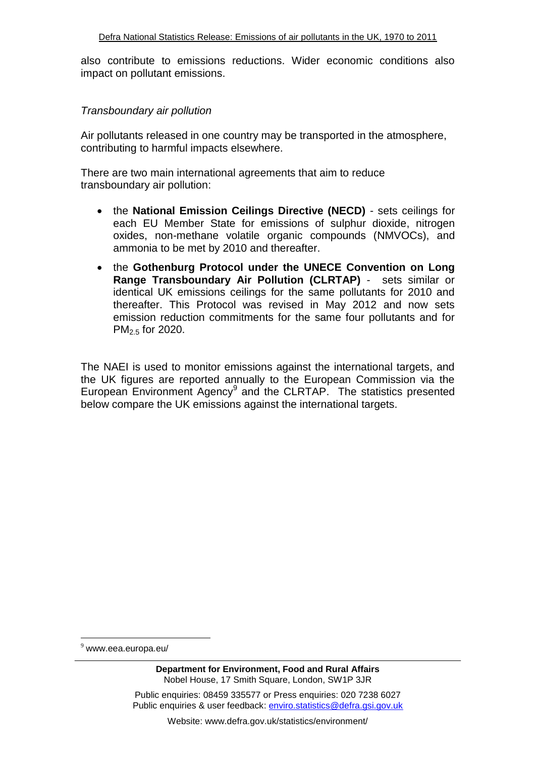also contribute to emissions reductions. Wider economic conditions also impact on pollutant emissions.

*Transboundary air pollution*

Air pollutants released in one country may be transported in the atmosphere, contributing to harmful impacts elsewhere.

There are two main international agreements that aim to reduce transboundary air pollution:

- the **National Emission Ceilings Directive (NECD)** - sets ceilings for each EU Member State for emissions of sulphur dioxide, nitrogen oxides, non-methane volatile organic compounds (NMVOCs), and ammonia to be met by 2010 and thereafter.
- the **Gothenburg Protocol under the UNECE Convention on Long Range Transboundary Air Pollution (CLRTAP)** - sets similar or identical UK emissions ceilings for the same pollutants for 2010 and thereafter. This Protocol was revised in May 2012 and now sets emission reduction commitments for the same four pollutants and for $PM_{2.5}$ for 2020.

The NAEI is used to monitor emissions against the international targets, and the UK figures are reported annually to the European Commission via the European Environment Agency[9] and the CLRTAP. The statistics presented below compare the UK emissions against the international targets.

[9] www.eea.europa.eu/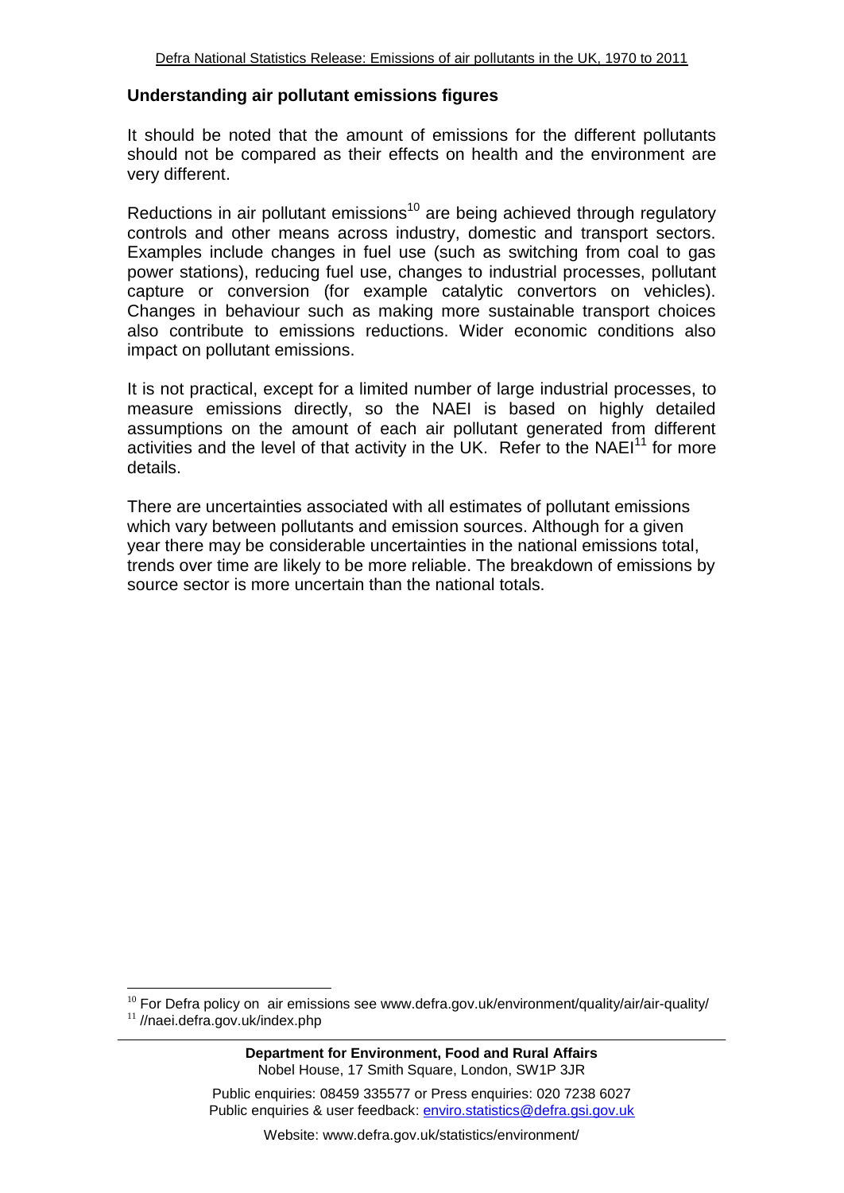## Understanding air pollutant emissions figures

It should be noted that the amount of emissions for the different pollutants should not be compared as their effects on health and the environment are very different.

Reductions in air pollutant emissions[10] are being achieved through regulatory controls and other means across industry, domestic and transport sectors. Examples include changes in fuel use (such as switching from coal to gas power stations), reducing fuel use, changes to industrial processes, pollutant capture or conversion (for example catalytic convertors on vehicles). Changes in behaviour such as making more sustainable transport choices also contribute to emissions reductions. Wider economic conditions also impact on pollutant emissions.

It is not practical, except for a limited number of large industrial processes, to measure emissions directly, so the NAEI is based on highly detailed assumptions on the amount of each air pollutant generated from different activities and the level of that activity in the UK. Refer to the NAEI[11] for more details.

There are uncertainties associated with all estimates of pollutant emissions which vary between pollutants and emission sources. Although for a given year there may be considerable uncertainties in the national emissions total, trends over time are likely to be more reliable. The breakdown of emissions by source sector is more uncertain than the national totals.

[10] For Defra policy on air emissions see www.defra.gov.uk/environment/quality/air/air-quality/

[11] //naei.defra.gov.uk/index.php

**Department for Environment, Food and Rural Affairs**
Nobel House, 17 Smith Square, London, SW1P 3JR

Public enquiries: 08459 335577 or Press enquiries: 020 7238 6027
Public enquiries & user feedback: enviro.statistics@defra.gsi.gov.uk

Website: www.defra.gov.uk/statistics/environment/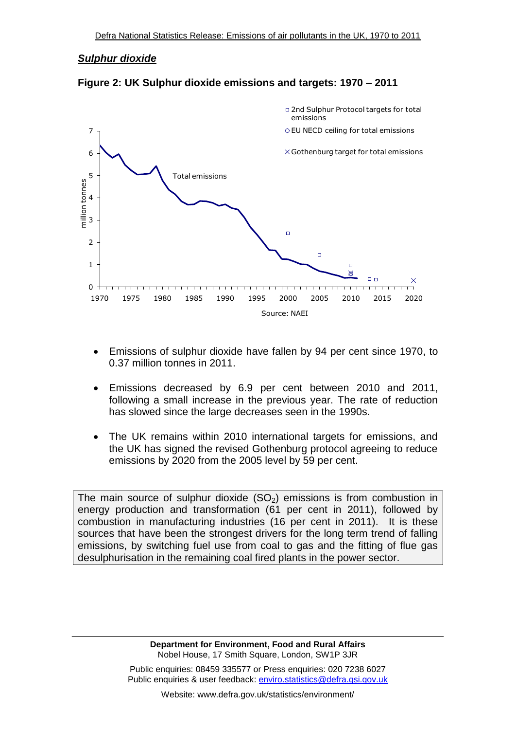## ***Sulphur dioxide***

**Figure 2: UK Sulphur dioxide emissions and targets: 1970 – 2011**

2nd Sulphur Protocol targets for total emissions

EU NECD ceiling for total emissions

Gothenburg target for total emissions

Total emissions

million tonnes

0
1
2
3
4
5
6
7

1970 1975 1980 1985 1990 1995 2000 2005 2010 2015 2020

Source: NAEI

- Emissions of sulphur dioxide have fallen by 94 per cent since 1970, to 0.37 million tonnes in 2011.
- Emissions decreased by 6.9 per cent between 2010 and 2011, following a small increase in the previous year. The rate of reduction has slowed since the large decreases seen in the 1990s.
- The UK remains within 2010 international targets for emissions, and the UK has signed the revised Gothenburg protocol agreeing to reduce emissions by 2020 from the 2005 level by 59 per cent.

The main source of sulphur dioxide ($SO_2$) emissions is from combustion in energy production and transformation (61 per cent in 2011), followed by combustion in manufacturing industries (16 per cent in 2011). It is these sources that have been the strongest drivers for the long term trend of falling emissions, by switching fuel use from coal to gas and the fitting of flue gas desulphurisation in the remaining coal fired plants in the power sector.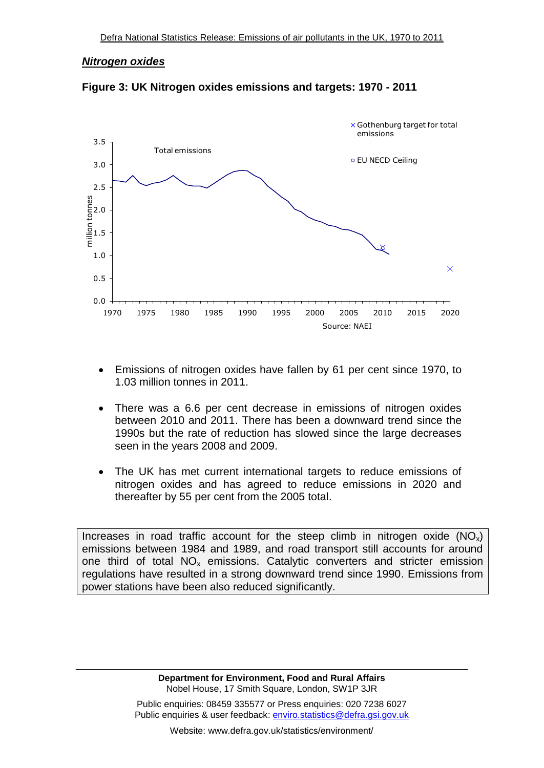## *Nitrogen oxides*

**Figure 3: UK Nitrogen oxides emissions and targets: 1970 - 2011**

Gothenburg target for total emissions

EU NECD Ceiling

Total emissions

million tonnes

3.5
3.0
2.5
2.0
1.5
1.0
0.5
0.0

1970 1975 1980 1985 1990 1995 2000 2005 2010 2015 2020

Source: NAEI

- Emissions of nitrogen oxides have fallen by 61 per cent since 1970, to 1.03 million tonnes in 2011.
- There was a 6.6 per cent decrease in emissions of nitrogen oxides between 2010 and 2011. There has been a downward trend since the 1990s but the rate of reduction has slowed since the large decreases seen in the years 2008 and 2009.
- The UK has met current international targets to reduce emissions of nitrogen oxides and has agreed to reduce emissions in 2020 and thereafter by 55 per cent from the 2005 total.

Increases in road traffic account for the steep climb in nitrogen oxide ($NO_x$) emissions between 1984 and 1989, and road transport still accounts for around one third of total $NO_x$ emissions. Catalytic converters and stricter emission regulations have resulted in a strong downward trend since 1990. Emissions from power stations have been also reduced significantly.

**Department for Environment, Food and Rural Affairs**
Nobel House, 17 Smith Square, London, SW1P 3JR

Public enquiries: 08459 335577 or Press enquiries: 020 7238 6027
Public enquiries & user feedback: enviro.statistics@defra.gsi.gov.uk

Website: www.defra.gov.uk/statistics/environment/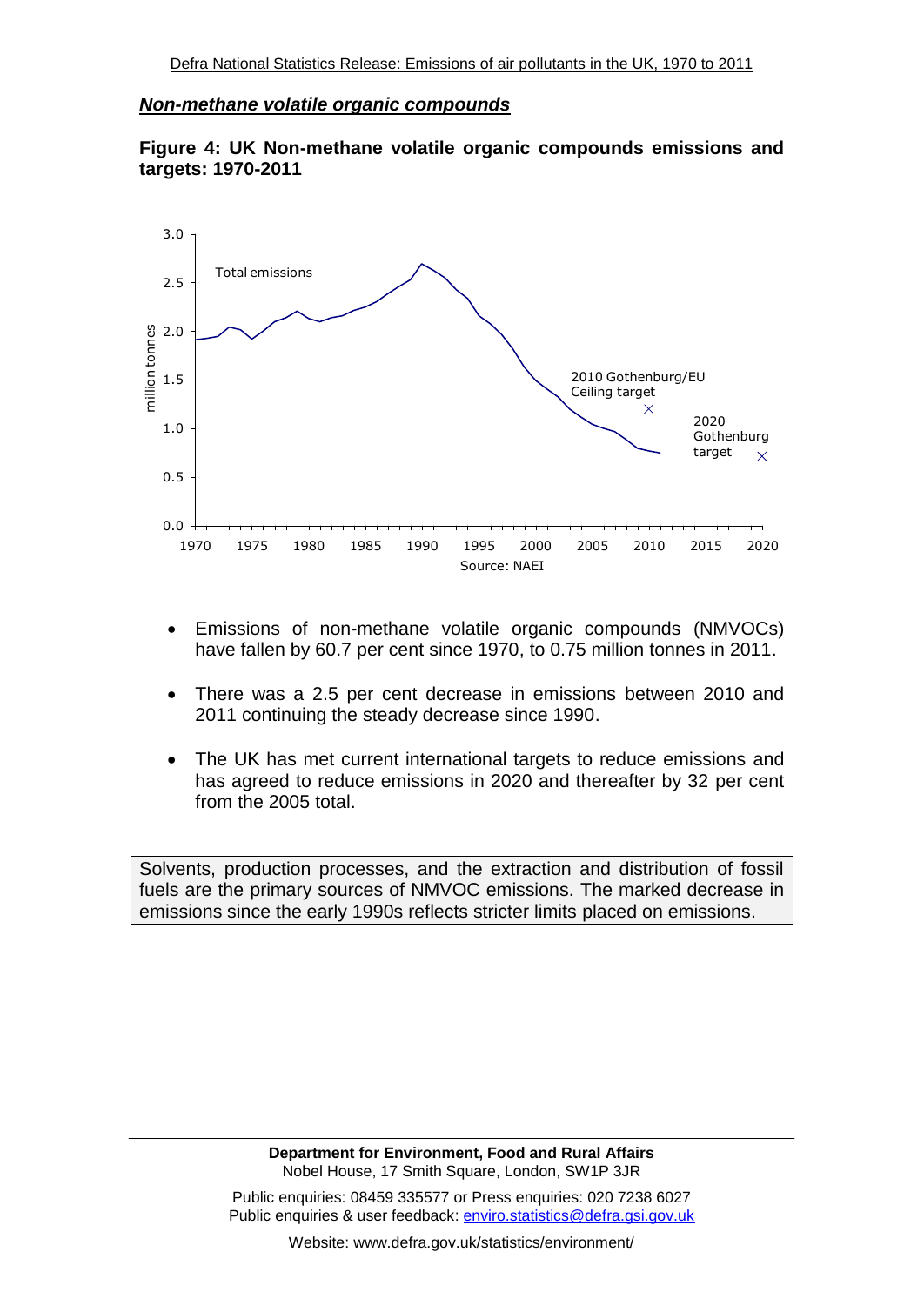***Non-methane volatile organic compounds***

**Figure 4: UK Non-methane volatile organic compounds emissions and targets: 1970-2011**

million tonnes

3.0
2.5
2.0
1.5
1.0
0.5
0.0

1970 1975 1980 1985 1990 1995 2000 2005 2010 2015 2020

Total emissions

2010 Gothenburg/EU Ceiling target

2020 Gothenburg target

Source: NAEI

- Emissions of non-methane volatile organic compounds (NMVOCs) have fallen by 60.7 per cent since 1970, to 0.75 million tonnes in 2011.
- There was a 2.5 per cent decrease in emissions between 2010 and 2011 continuing the steady decrease since 1990.
- The UK has met current international targets to reduce emissions and has agreed to reduce emissions in 2020 and thereafter by 32 per cent from the 2005 total.

Solvents, production processes, and the extraction and distribution of fossil fuels are the primary sources of NMVOC emissions. The marked decrease in emissions since the early 1990s reflects stricter limits placed on emissions.

**Department for Environment, Food and Rural Affairs**
Nobel House, 17 Smith Square, London, SW1P 3JR

Public enquiries: 08459 335577 or Press enquiries: 020 7238 6027
Public enquiries & user feedback: enviro.statistics@defra.gsi.gov.uk

Website: www.defra.gov.uk/statistics/environment/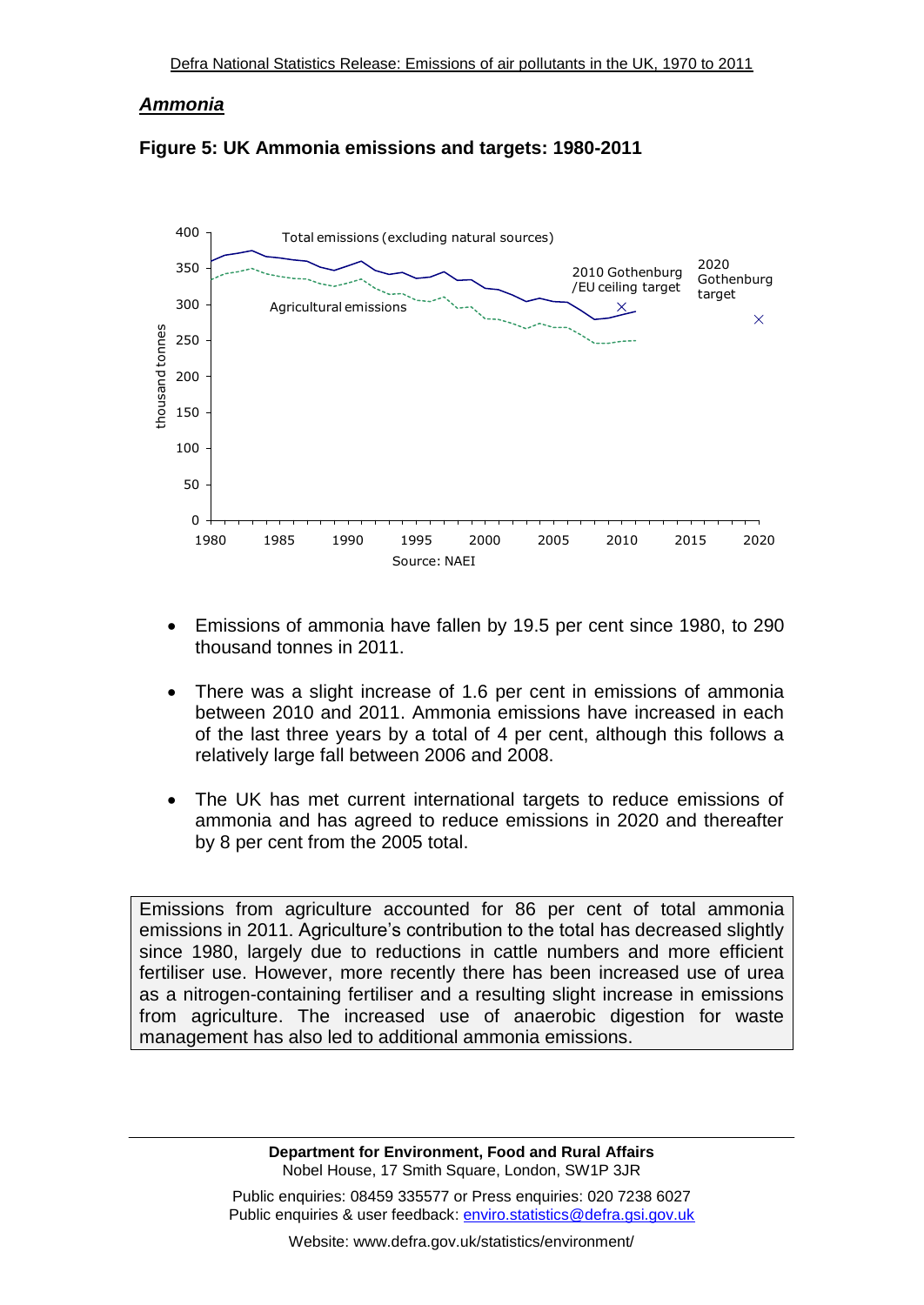## *Ammonia*

**Figure 5: UK Ammonia emissions and targets: 1980-2011**

400
350
300
250
200
150
100
50
0

thousand tonnes

1980 1985 1990 1995 2000 2005 2010 2015 2020

Total emissions (excluding natural sources)

Agricultural emissions

2010 Gothenburg /EU ceiling target

2020 Gothenburg target

Source: NAEI

- Emissions of ammonia have fallen by 19.5 per cent since 1980, to 290 thousand tonnes in 2011.

- There was a slight increase of 1.6 per cent in emissions of ammonia between 2010 and 2011. Ammonia emissions have increased in each of the last three years by a total of 4 per cent, although this follows a relatively large fall between 2006 and 2008.

- The UK has met current international targets to reduce emissions of ammonia and has agreed to reduce emissions in 2020 and thereafter by 8 per cent from the 2005 total.

Emissions from agriculture accounted for 86 per cent of total ammonia emissions in 2011. Agriculture's contribution to the total has decreased slightly since 1980, largely due to reductions in cattle numbers and more efficient fertiliser use. However, more recently there has been increased use of urea as a nitrogen-containing fertiliser and a resulting slight increase in emissions from agriculture. The increased use of anaerobic digestion for waste management has also led to additional ammonia emissions.

**Department for Environment, Food and Rural Affairs**
Nobel House, 17 Smith Square, London, SW1P 3JR

Public enquiries: 08459 335577 or Press enquiries: 020 7238 6027
Public enquiries & user feedback: enviro.statistics@defra.gsi.gov.uk

Website: www.defra.gov.uk/statistics/environment/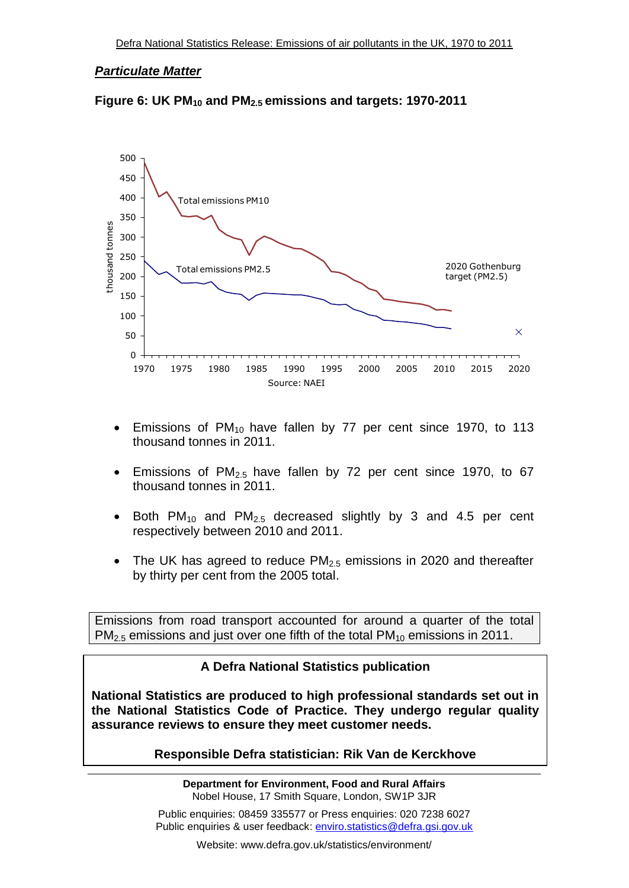***Particulate Matter***

**Figure 6: UK $PM_{10}$ and $PM_{2.5}$ emissions and targets: 1970-2011**

Source: NAEI

- Emissions of $PM_{10}$ have fallen by 77 per cent since 1970, to 113 thousand tonnes in 2011.
- Emissions of $PM_{2.5}$ have fallen by 72 per cent since 1970, to 67 thousand tonnes in 2011.
- Both $PM_{10}$ and $PM_{2.5}$ decreased slightly by 3 and 4.5 per cent respectively between 2010 and 2011.
- The UK has agreed to reduce $PM_{2.5}$ emissions in 2020 and thereafter by thirty per cent from the 2005 total.

Emissions from road transport accounted for around a quarter of the total $PM_{2.5}$ emissions and just over one fifth of the total $PM_{10}$ emissions in 2011.

**A Defra National Statistics publication**

**National Statistics are produced to high professional standards set out in the National Statistics Code of Practice. They undergo regular quality assurance reviews to ensure they meet customer needs.**

**Responsible Defra statistician: Rik Van de Kerckhove**

**Department for Environment, Food and Rural Affairs**
Nobel House, 17 Smith Square, London, SW1P 3JR

Public enquiries: 08459 335577 or Press enquiries: 020 7238 6027
Public enquiries & user feedback: enviro.statistics@defra.gsi.gov.uk

Website: www.defra.gov.uk/statistics/environment/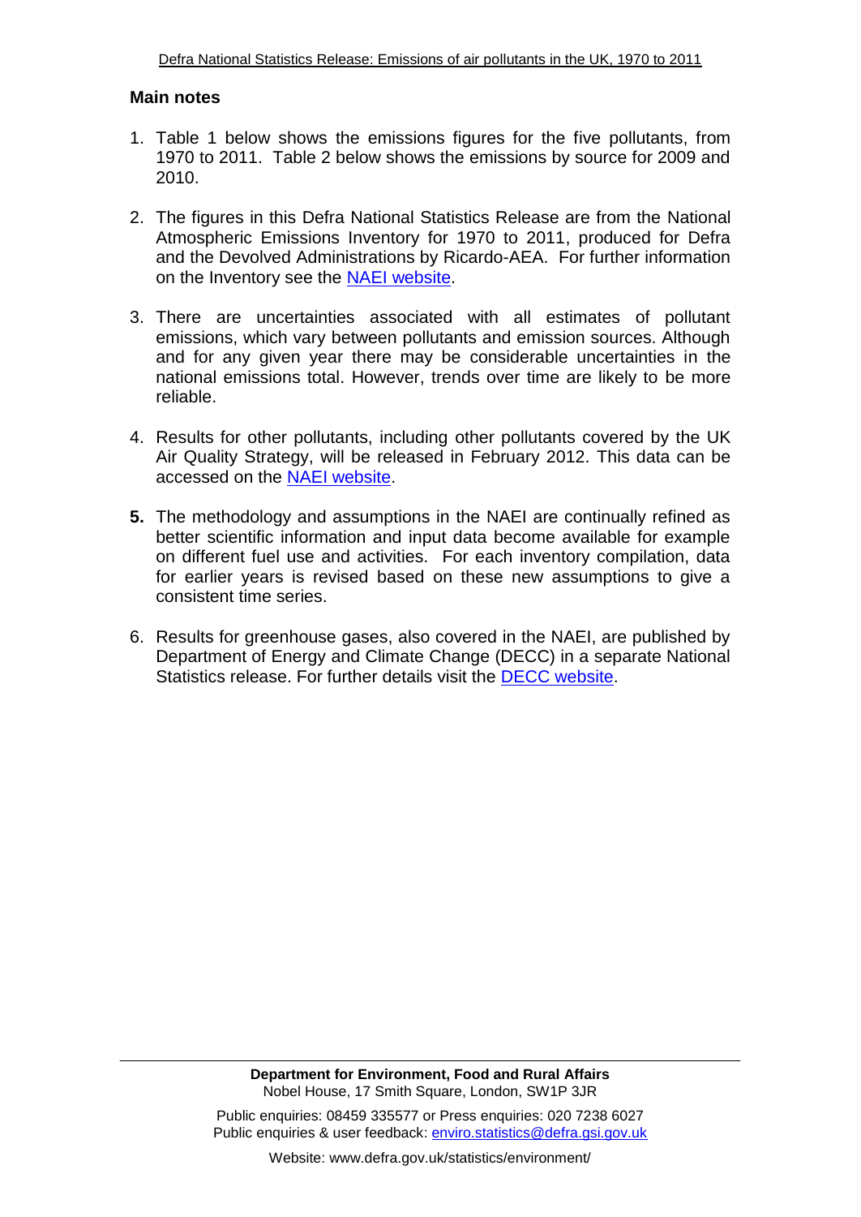## Main notes

1. Table 1 below shows the emissions figures for the five pollutants, from 1970 to 2011. Table 2 below shows the emissions by source for 2009 and 2010.

2. The figures in this Defra National Statistics Release are from the National Atmospheric Emissions Inventory for 1970 to 2011, produced for Defra and the Devolved Administrations by Ricardo-AEA. For further information on the Inventory see the NAEI website.

3. There are uncertainties associated with all estimates of pollutant emissions, which vary between pollutants and emission sources. Although and for any given year there may be considerable uncertainties in the national emissions total. However, trends over time are likely to be more reliable.

4. Results for other pollutants, including other pollutants covered by the UK Air Quality Strategy, will be released in February 2012. This data can be accessed on the NAEI website.

5. The methodology and assumptions in the NAEI are continually refined as better scientific information and input data become available for example on different fuel use and activities. For each inventory compilation, data for earlier years is revised based on these new assumptions to give a consistent time series.

6. Results for greenhouse gases, also covered in the NAEI, are published by Department of Energy and Climate Change (DECC) in a separate National Statistics release. For further details visit the DECC website.

**Department for Environment, Food and Rural Affairs**
Nobel House, 17 Smith Square, London, SW1P 3JR

Public enquiries: 08459 335577 or Press enquiries: 020 7238 6027
Public enquiries & user feedback: enviro.statistics@defra.gsi.gov.uk

Website: www.defra.gov.uk/statistics/environment/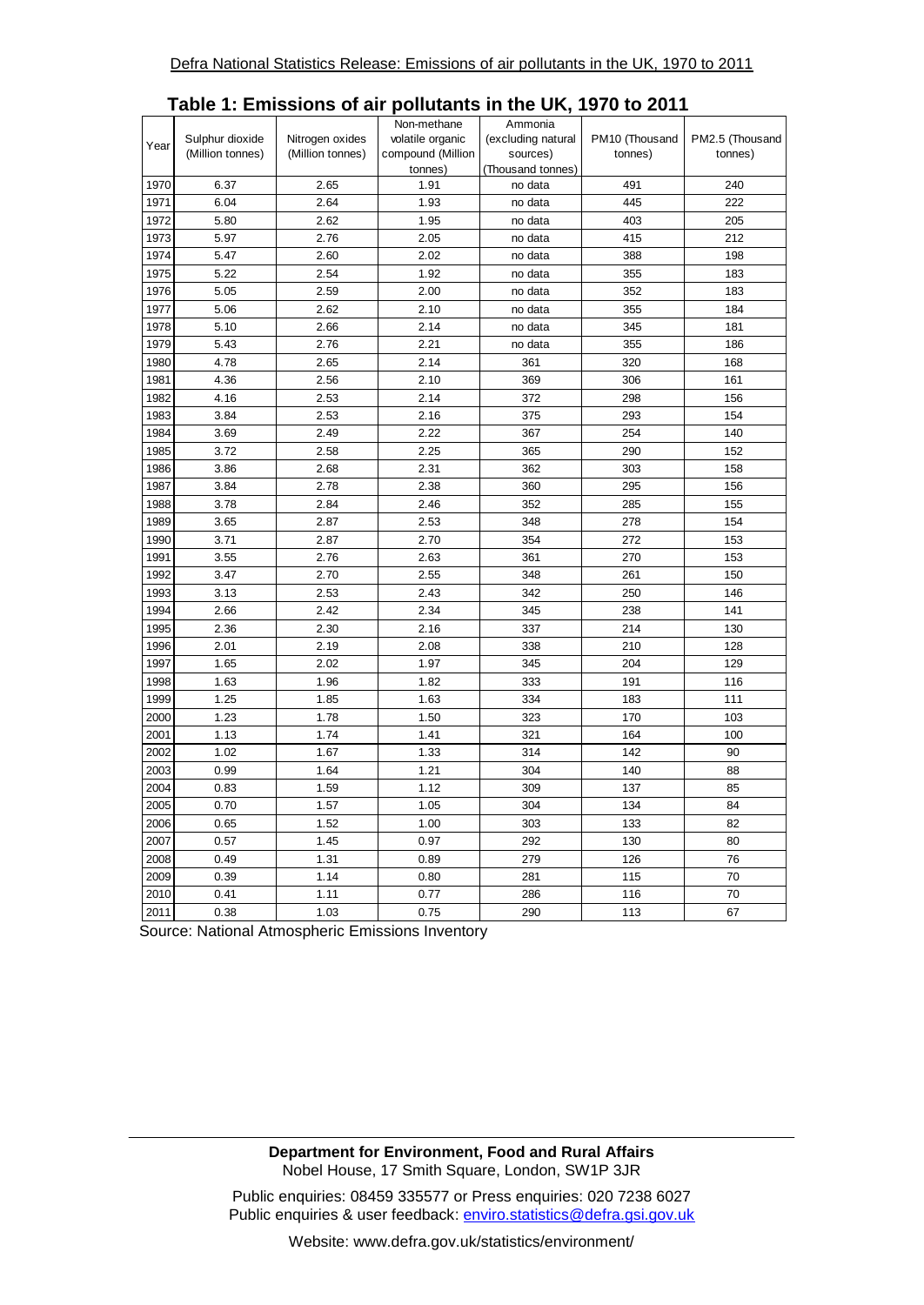# Table 1: Emissions of air pollutants in the UK, 1970 to 2011

| Year | Sulphur dioxide (Million tonnes) | Nitrogen oxides (Million tonnes) | Non-methane volatile organic compound (Million tonnes) | Ammonia (excluding natural sources) (Thousand tonnes) | PM10 (Thousand tonnes) | PM2.5 (Thousand tonnes) |
|---|---|---|---|---|---|---|
| 1970 | 6.37 | 2.65 | 1.91 | no data | 491 | 240 |
| 1971 | 6.04 | 2.64 | 1.93 | no data | 445 | 222 |
| 1972 | 5.80 | 2.62 | 1.95 | no data | 403 | 205 |
| 1973 | 5.97 | 2.76 | 2.05 | no data | 415 | 212 |
| 1974 | 5.47 | 2.60 | 2.02 | no data | 388 | 198 |
| 1975 | 5.22 | 2.54 | 1.92 | no data | 355 | 183 |
| 1976 | 5.05 | 2.59 | 2.00 | no data | 352 | 183 |
| 1977 | 5.06 | 2.62 | 2.10 | no data | 355 | 184 |
| 1978 | 5.10 | 2.66 | 2.14 | no data | 345 | 181 |
| 1979 | 5.43 | 2.76 | 2.21 | no data | 355 | 186 |
| 1980 | 4.78 | 2.65 | 2.14 | 361 | 320 | 168 |
| 1981 | 4.36 | 2.56 | 2.10 | 369 | 306 | 161 |
| 1982 | 4.16 | 2.53 | 2.14 | 372 | 298 | 156 |
| 1983 | 3.84 | 2.53 | 2.16 | 375 | 293 | 154 |
| 1984 | 3.69 | 2.49 | 2.22 | 367 | 254 | 140 |
| 1985 | 3.72 | 2.58 | 2.25 | 365 | 290 | 152 |
| 1986 | 3.86 | 2.68 | 2.31 | 362 | 303 | 158 |
| 1987 | 3.84 | 2.78 | 2.38 | 360 | 295 | 156 |
| 1988 | 3.78 | 2.84 | 2.46 | 352 | 285 | 155 |
| 1989 | 3.65 | 2.87 | 2.53 | 348 | 278 | 154 |
| 1990 | 3.71 | 2.87 | 2.70 | 354 | 272 | 153 |
| 1991 | 3.55 | 2.76 | 2.63 | 361 | 270 | 153 |
| 1992 | 3.47 | 2.70 | 2.55 | 348 | 261 | 150 |
| 1993 | 3.13 | 2.53 | 2.43 | 342 | 250 | 146 |
| 1994 | 2.66 | 2.42 | 2.34 | 345 | 238 | 141 |
| 1995 | 2.36 | 2.30 | 2.16 | 337 | 214 | 130 |
| 1996 | 2.01 | 2.19 | 2.08 | 338 | 210 | 128 |
| 1997 | 1.65 | 2.02 | 1.97 | 345 | 204 | 129 |
| 1998 | 1.63 | 1.96 | 1.82 | 333 | 191 | 116 |
| 1999 | 1.25 | 1.85 | 1.63 | 334 | 183 | 111 |
| 2000 | 1.23 | 1.78 | 1.50 | 323 | 170 | 103 |
| 2001 | 1.13 | 1.74 | 1.41 | 321 | 164 | 100 |
| 2002 | 1.02 | 1.67 | 1.33 | 314 | 142 | 90 |
| 2003 | 0.99 | 1.64 | 1.21 | 304 | 140 | 88 |
| 2004 | 0.83 | 1.59 | 1.12 | 309 | 137 | 85 |
| 2005 | 0.70 | 1.57 | 1.05 | 304 | 134 | 84 |
| 2006 | 0.65 | 1.52 | 1.00 | 303 | 133 | 82 |
| 2007 | 0.57 | 1.45 | 0.97 | 292 | 130 | 80 |
| 2008 | 0.49 | 1.31 | 0.89 | 279 | 126 | 76 |
| 2009 | 0.39 | 1.14 | 0.80 | 281 | 115 | 70 |
| 2010 | 0.41 | 1.11 | 0.77 | 286 | 116 | 70 |
| 2011 | 0.38 | 1.03 | 0.75 | 290 | 113 | 67 |

Source: National Atmospheric Emissions Inventory

**Department for Environment, Food and Rural Affairs**
Nobel House, 17 Smith Square, London, SW1P 3JR

Public enquiries: 08459 335577 or Press enquiries: 020 7238 6027
Public enquiries & user feedback: enviro.statistics@defra.gsi.gov.uk

Website: www.defra.gov.uk/statistics/environment/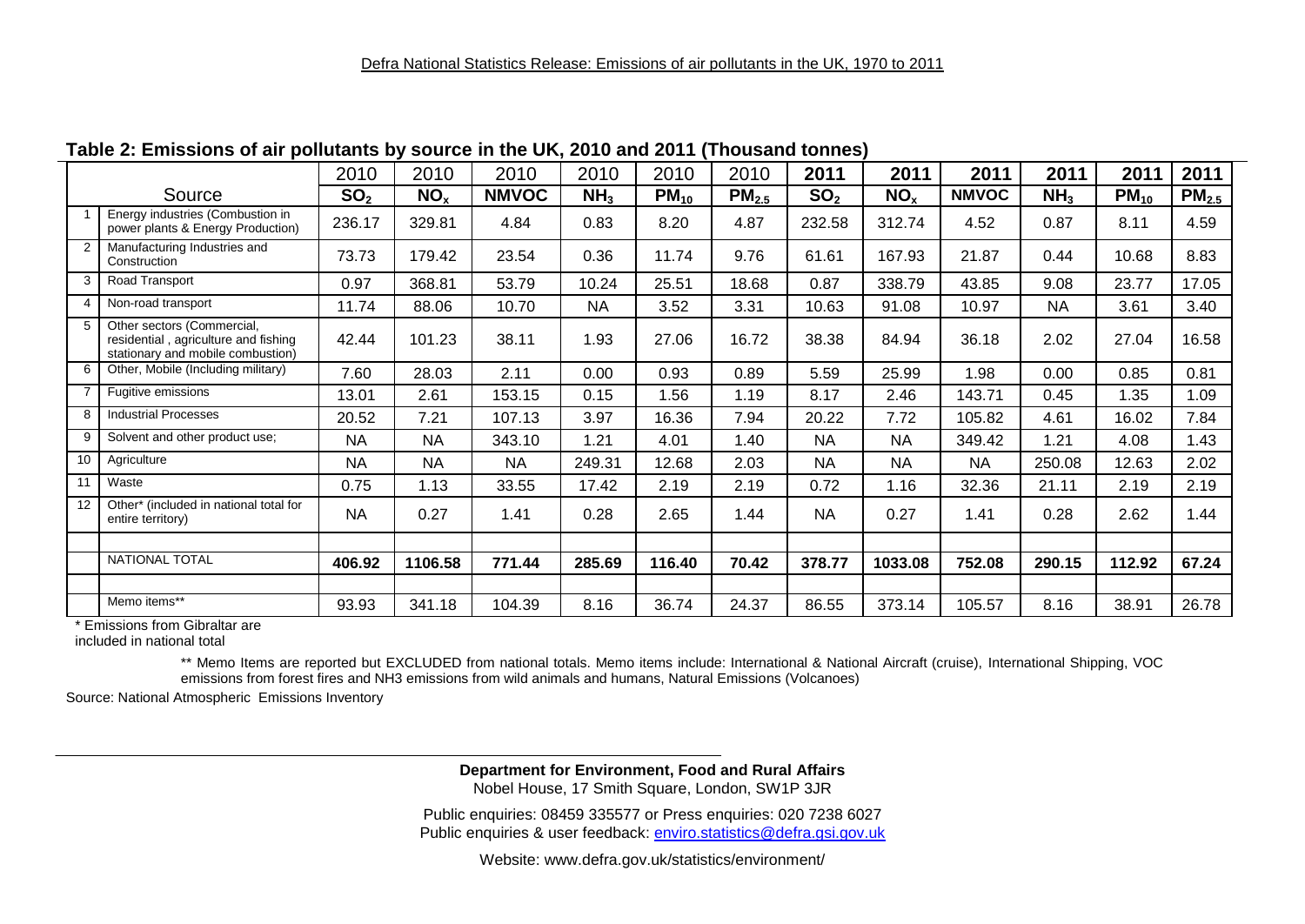Defra National Statistics Release: Emissions of air pollutants in the UK, 1970 to 2011

## Table 2: Emissions of air pollutants by source in the UK, 2010 and 2011 (Thousand tonnes)

| | | 2010 | 2010 | 2010 | 2010 | 2010 | 2010 | 2011 | 2011 | 2011 | 2011 | 2011 | 2011 |
|---|---|---|---|---|---|---|---|---|---|---|---|---|---|
| | Source | $SO_2$ | $NO_x$ | NMVOC | $NH_3$ | $PM_{10}$ | $PM_{2.5}$ | $SO_2$ | $NO_x$ | NMVOC | $NH_3$ | $PM_{10}$ | $PM_{2.5}$ |
| 1 | Energy industries (Combustion in power plants & Energy Production) | 236.17 | 329.81 | 4.84 | 0.83 | 8.20 | 4.87 | 232.58 | 312.74 | 4.52 | 0.87 | 8.11 | 4.59 |
| 2 | Manufacturing Industries and Construction | 73.73 | 179.42 | 23.54 | 0.36 | 11.74 | 9.76 | 61.61 | 167.93 | 21.87 | 0.44 | 10.68 | 8.83 |
| 3 | Road Transport | 0.97 | 368.81 | 53.79 | 10.24 | 25.51 | 18.68 | 0.87 | 338.79 | 43.85 | 9.08 | 23.77 | 17.05 |
| 4 | Non-road transport | 11.74 | 88.06 | 10.70 | NA | 3.52 | 3.31 | 10.63 | 91.08 | 10.97 | NA | 3.61 | 3.40 |
| 5 | Other sectors (Commercial, residential , agriculture and fishing stationary and mobile combustion) | 42.44 | 101.23 | 38.11 | 1.93 | 27.06 | 16.72 | 38.38 | 84.94 | 36.18 | 2.02 | 27.04 | 16.58 |
| 6 | Other, Mobile (Including military) | 7.60 | 28.03 | 2.11 | 0.00 | 0.93 | 0.89 | 5.59 | 25.99 | 1.98 | 0.00 | 0.85 | 0.81 |
| 7 | Fugitive emissions | 13.01 | 2.61 | 153.15 | 0.15 | 1.56 | 1.19 | 8.17 | 2.46 | 143.71 | 0.45 | 1.35 | 1.09 |
| 8 | Industrial Processes | 20.52 | 7.21 | 107.13 | 3.97 | 16.36 | 7.94 | 20.22 | 7.72 | 105.82 | 4.61 | 16.02 | 7.84 |
| 9 | Solvent and other product use; | NA | NA | 343.10 | 1.21 | 4.01 | 1.40 | NA | NA | 349.42 | 1.21 | 4.08 | 1.43 |
| 10 | Agriculture | NA | NA | NA | 249.31 | 12.68 | 2.03 | NA | NA | NA | 250.08 | 12.63 | 2.02 |
| 11 | Waste | 0.75 | 1.13 | 33.55 | 17.42 | 2.19 | 2.19 | 0.72 | 1.16 | 32.36 | 21.11 | 2.19 | 2.19 |
| 12 | Other* (included in national total for entire territory) | NA | 0.27 | 1.41 | 0.28 | 2.65 | 1.44 | NA | 0.27 | 1.41 | 0.28 | 2.62 | 1.44 |
| | | | | | | | | | | | | | |
| | NATIONAL TOTAL | **406.92** | **1106.58** | **771.44** | **285.69** | **116.40** | **70.42** | **378.77** | **1033.08** | **752.08** | **290.15** | **112.92** | **67.24** |
| | | | | | | | | | | | | | |
| | Memo items** | 93.93 | 341.18 | 104.39 | 8.16 | 36.74 | 24.37 | 86.55 | 373.14 | 105.57 | 8.16 | 38.91 | 26.78 |

* Emissions from Gibraltar are included in national total

** Memo Items are reported but EXCLUDED from national totals. Memo items include: International & National Aircraft (cruise), International Shipping, VOC emissions from forest fires and NH3 emissions from wild animals and humans, Natural Emissions (Volcanoes)

Source: National Atmospheric Emissions Inventory

**Department for Environment, Food and Rural Affairs**
Nobel House, 17 Smith Square, London, SW1P 3JR

Public enquiries: 08459 335577 or Press enquiries: 020 7238 6027
Public enquiries & user feedback: enviro.statistics@defra.gsi.gov.uk

Website: www.defra.gov.uk/statistics/environment/